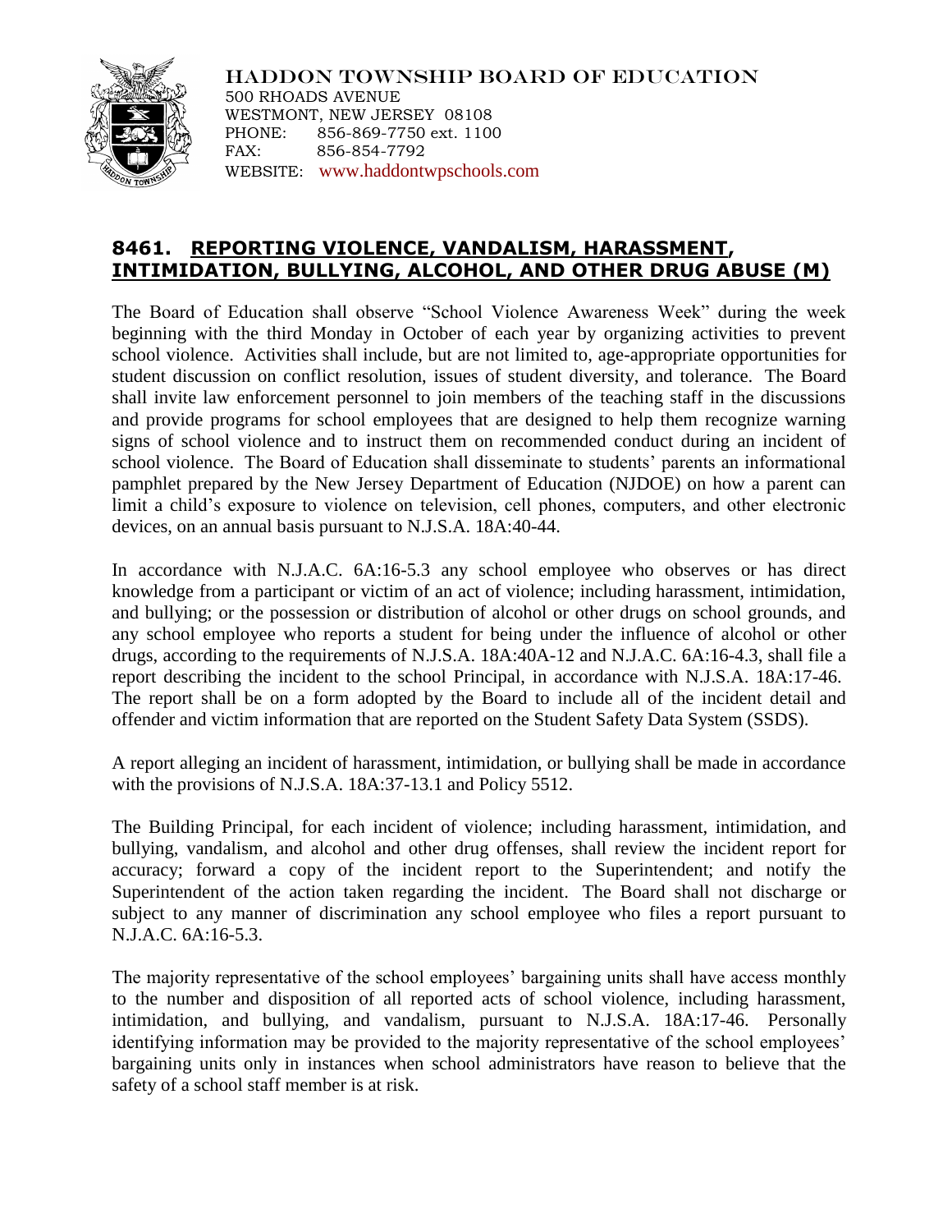**HADDON TOWNSHIP BOARD OF EDUCATION**
500 RHOADS AVENUE
WESTMONT, NEW JERSEY 08108
PHONE: 856-869-7750 ext. 1100
FAX: 856-854-7792
WEBSITE: www.haddontwpschools.com

# 8461. REPORTING VIOLENCE, VANDALISM, HARASSMENT, INTIMIDATION, BULLYING, ALCOHOL, AND OTHER DRUG ABUSE (M)

The Board of Education shall observe "School Violence Awareness Week" during the week beginning with the third Monday in October of each year by organizing activities to prevent school violence. Activities shall include, but are not limited to, age-appropriate opportunities for student discussion on conflict resolution, issues of student diversity, and tolerance. The Board shall invite law enforcement personnel to join members of the teaching staff in the discussions and provide programs for school employees that are designed to help them recognize warning signs of school violence and to instruct them on recommended conduct during an incident of school violence. The Board of Education shall disseminate to students' parents an informational pamphlet prepared by the New Jersey Department of Education (NJDOE) on how a parent can limit a child's exposure to violence on television, cell phones, computers, and other electronic devices, on an annual basis pursuant to N.J.S.A. 18A:40-44.

In accordance with N.J.A.C. 6A:16-5.3 any school employee who observes or has direct knowledge from a participant or victim of an act of violence; including harassment, intimidation, and bullying; or the possession or distribution of alcohol or other drugs on school grounds, and any school employee who reports a student for being under the influence of alcohol or other drugs, according to the requirements of N.J.S.A. 18A:40A-12 and N.J.A.C. 6A:16-4.3, shall file a report describing the incident to the school Principal, in accordance with N.J.S.A. 18A:17-46. The report shall be on a form adopted by the Board to include all of the incident detail and offender and victim information that are reported on the Student Safety Data System (SSDS).

A report alleging an incident of harassment, intimidation, or bullying shall be made in accordance with the provisions of N.J.S.A. 18A:37-13.1 and Policy 5512.

The Building Principal, for each incident of violence; including harassment, intimidation, and bullying, vandalism, and alcohol and other drug offenses, shall review the incident report for accuracy; forward a copy of the incident report to the Superintendent; and notify the Superintendent of the action taken regarding the incident. The Board shall not discharge or subject to any manner of discrimination any school employee who files a report pursuant to N.J.A.C. 6A:16-5.3.

The majority representative of the school employees' bargaining units shall have access monthly to the number and disposition of all reported acts of school violence, including harassment, intimidation, and bullying, and vandalism, pursuant to N.J.S.A. 18A:17-46. Personally identifying information may be provided to the majority representative of the school employees' bargaining units only in instances when school administrators have reason to believe that the safety of a school staff member is at risk.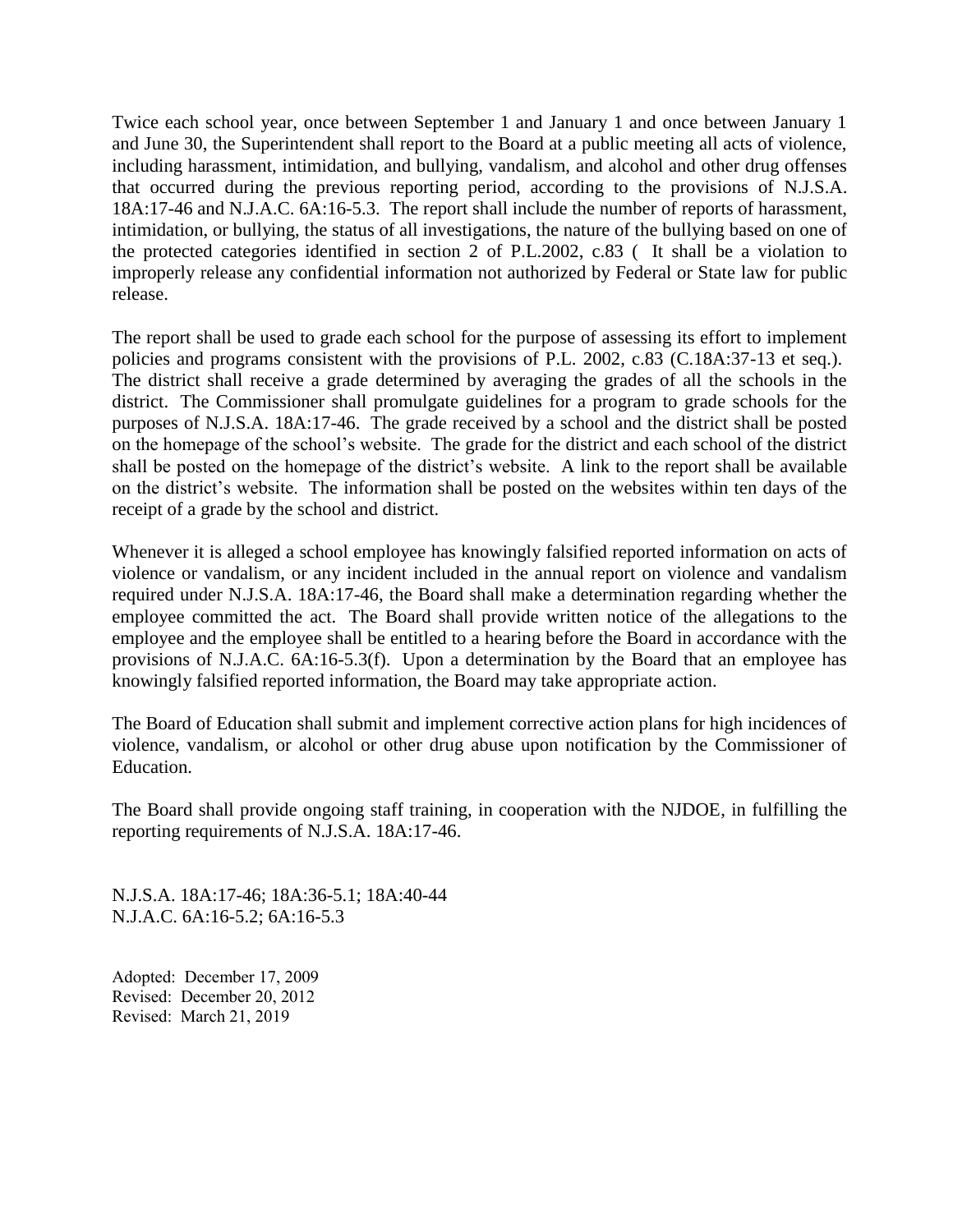Twice each school year, once between September 1 and January 1 and once between January 1 and June 30, the Superintendent shall report to the Board at a public meeting all acts of violence, including harassment, intimidation, and bullying, vandalism, and alcohol and other drug offenses that occurred during the previous reporting period, according to the provisions of N.J.S.A. 18A:17-46 and N.J.A.C. 6A:16-5.3. The report shall include the number of reports of harassment, intimidation, or bullying, the status of all investigations, the nature of the bullying based on one of the protected categories identified in section 2 of P.L.2002, c.83 ( It shall be a violation to improperly release any confidential information not authorized by Federal or State law for public release.

The report shall be used to grade each school for the purpose of assessing its effort to implement policies and programs consistent with the provisions of P.L. 2002, c.83 (C.18A:37-13 et seq.). The district shall receive a grade determined by averaging the grades of all the schools in the district. The Commissioner shall promulgate guidelines for a program to grade schools for the purposes of N.J.S.A. 18A:17-46. The grade received by a school and the district shall be posted on the homepage of the school's website. The grade for the district and each school of the district shall be posted on the homepage of the district's website. A link to the report shall be available on the district's website. The information shall be posted on the websites within ten days of the receipt of a grade by the school and district.

Whenever it is alleged a school employee has knowingly falsified reported information on acts of violence or vandalism, or any incident included in the annual report on violence and vandalism required under N.J.S.A. 18A:17-46, the Board shall make a determination regarding whether the employee committed the act. The Board shall provide written notice of the allegations to the employee and the employee shall be entitled to a hearing before the Board in accordance with the provisions of N.J.A.C. 6A:16-5.3(f). Upon a determination by the Board that an employee has knowingly falsified reported information, the Board may take appropriate action.

The Board of Education shall submit and implement corrective action plans for high incidences of violence, vandalism, or alcohol or other drug abuse upon notification by the Commissioner of Education.

The Board shall provide ongoing staff training, in cooperation with the NJDOE, in fulfilling the reporting requirements of N.J.S.A. 18A:17-46.

N.J.S.A. 18A:17-46; 18A:36-5.1; 18A:40-44
N.J.A.C. 6A:16-5.2; 6A:16-5.3

Adopted: December 17, 2009
Revised: December 20, 2012
Revised: March 21, 2019